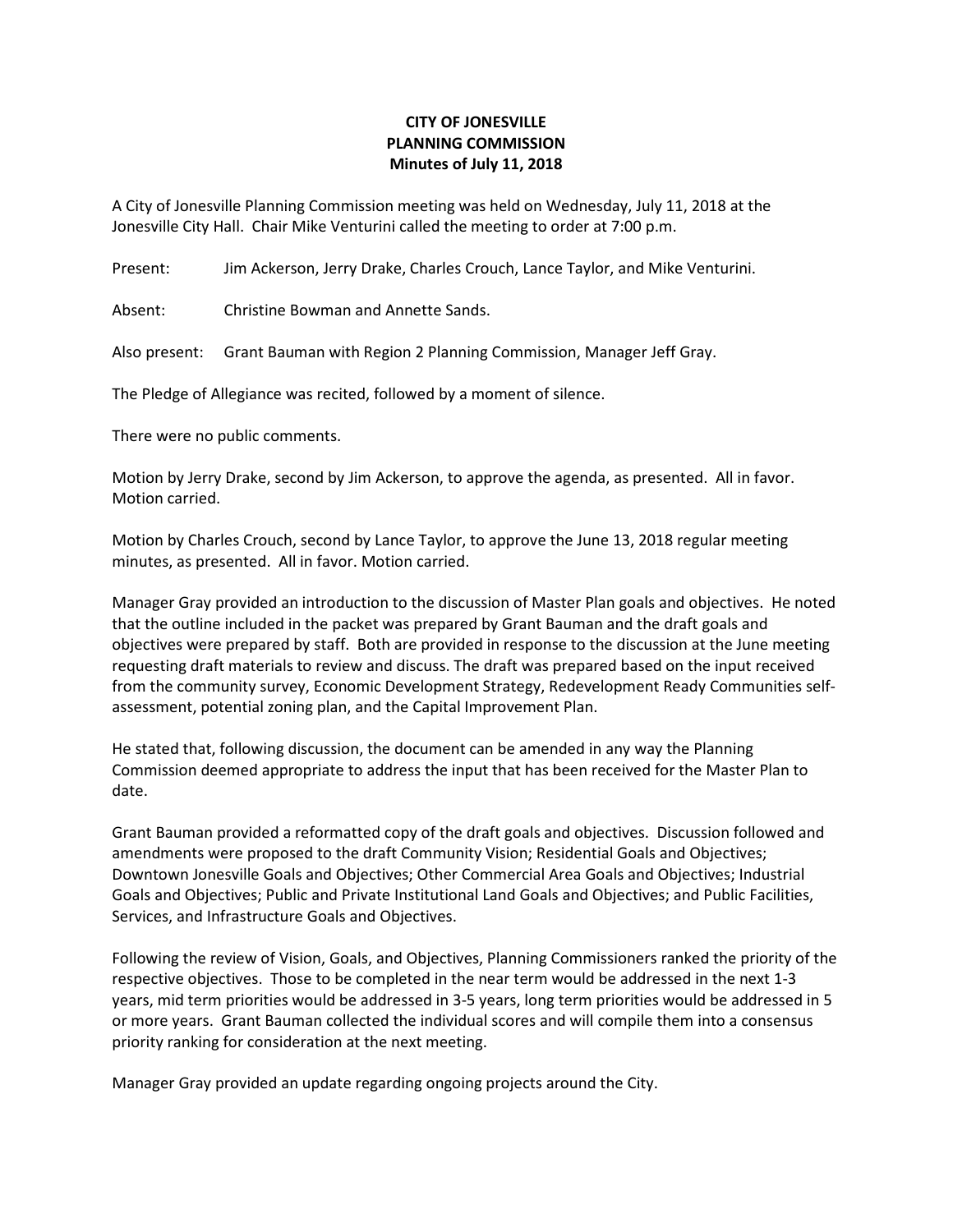# CITY OF JONESVILLE
## PLANNING COMMISSION
### Minutes of July 11, 2018

A City of Jonesville Planning Commission meeting was held on Wednesday, July 11, 2018 at the Jonesville City Hall. Chair Mike Venturini called the meeting to order at 7:00 p.m.

Present: Jim Ackerson, Jerry Drake, Charles Crouch, Lance Taylor, and Mike Venturini.

Absent: Christine Bowman and Annette Sands.

Also present: Grant Bauman with Region 2 Planning Commission, Manager Jeff Gray.

The Pledge of Allegiance was recited, followed by a moment of silence.

There were no public comments.

Motion by Jerry Drake, second by Jim Ackerson, to approve the agenda, as presented. All in favor. Motion carried.

Motion by Charles Crouch, second by Lance Taylor, to approve the June 13, 2018 regular meeting minutes, as presented. All in favor. Motion carried.

Manager Gray provided an introduction to the discussion of Master Plan goals and objectives. He noted that the outline included in the packet was prepared by Grant Bauman and the draft goals and objectives were prepared by staff. Both are provided in response to the discussion at the June meeting requesting draft materials to review and discuss. The draft was prepared based on the input received from the community survey, Economic Development Strategy, Redevelopment Ready Communities self-assessment, potential zoning plan, and the Capital Improvement Plan.

He stated that, following discussion, the document can be amended in any way the Planning Commission deemed appropriate to address the input that has been received for the Master Plan to date.

Grant Bauman provided a reformatted copy of the draft goals and objectives. Discussion followed and amendments were proposed to the draft Community Vision; Residential Goals and Objectives; Downtown Jonesville Goals and Objectives; Other Commercial Area Goals and Objectives; Industrial Goals and Objectives; Public and Private Institutional Land Goals and Objectives; and Public Facilities, Services, and Infrastructure Goals and Objectives.

Following the review of Vision, Goals, and Objectives, Planning Commissioners ranked the priority of the respective objectives. Those to be completed in the near term would be addressed in the next 1-3 years, mid term priorities would be addressed in 3-5 years, long term priorities would be addressed in 5 or more years. Grant Bauman collected the individual scores and will compile them into a consensus priority ranking for consideration at the next meeting.

Manager Gray provided an update regarding ongoing projects around the City.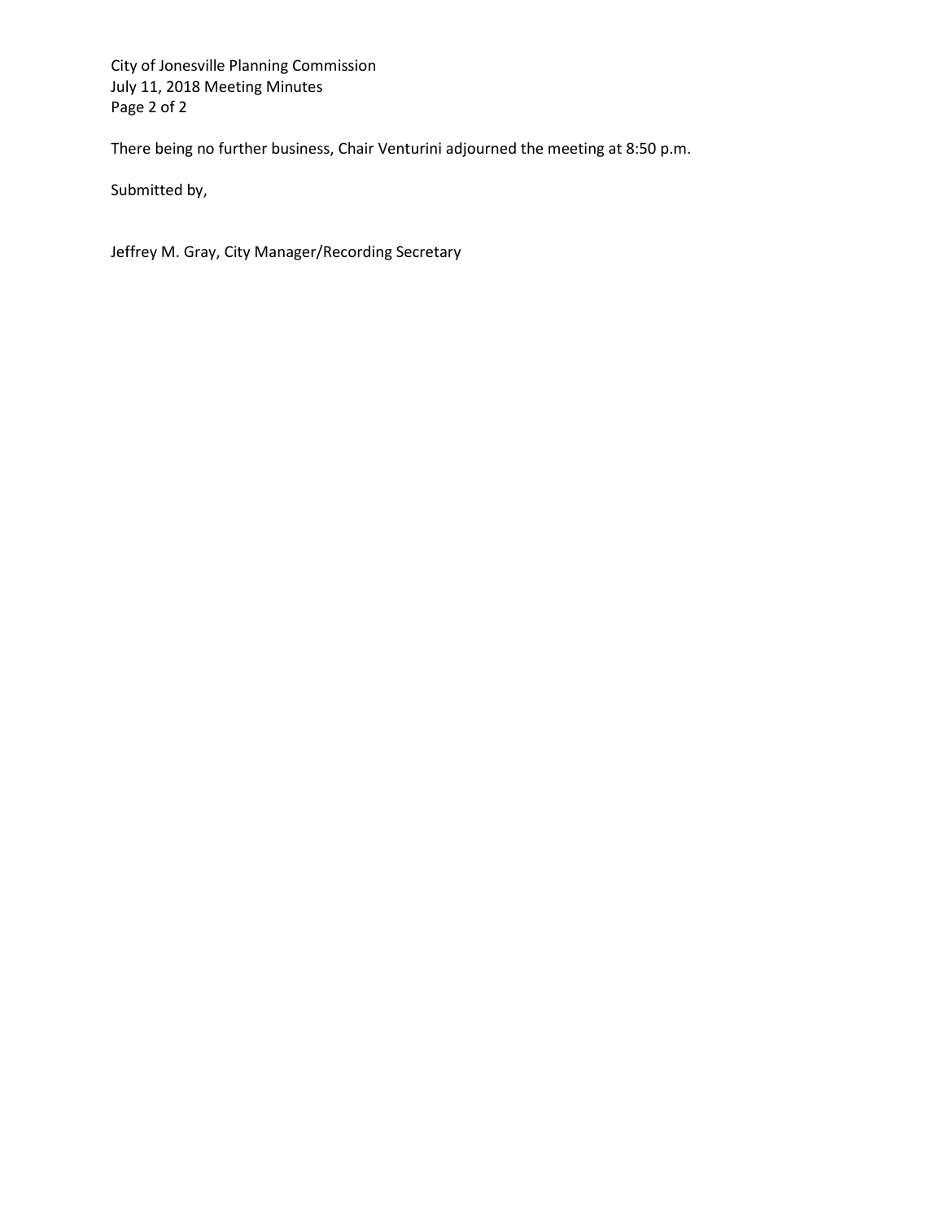There being no further business, Chair Venturini adjourned the meeting at 8:50 p.m.

Submitted by,

Jeffrey M. Gray, City Manager/Recording Secretary